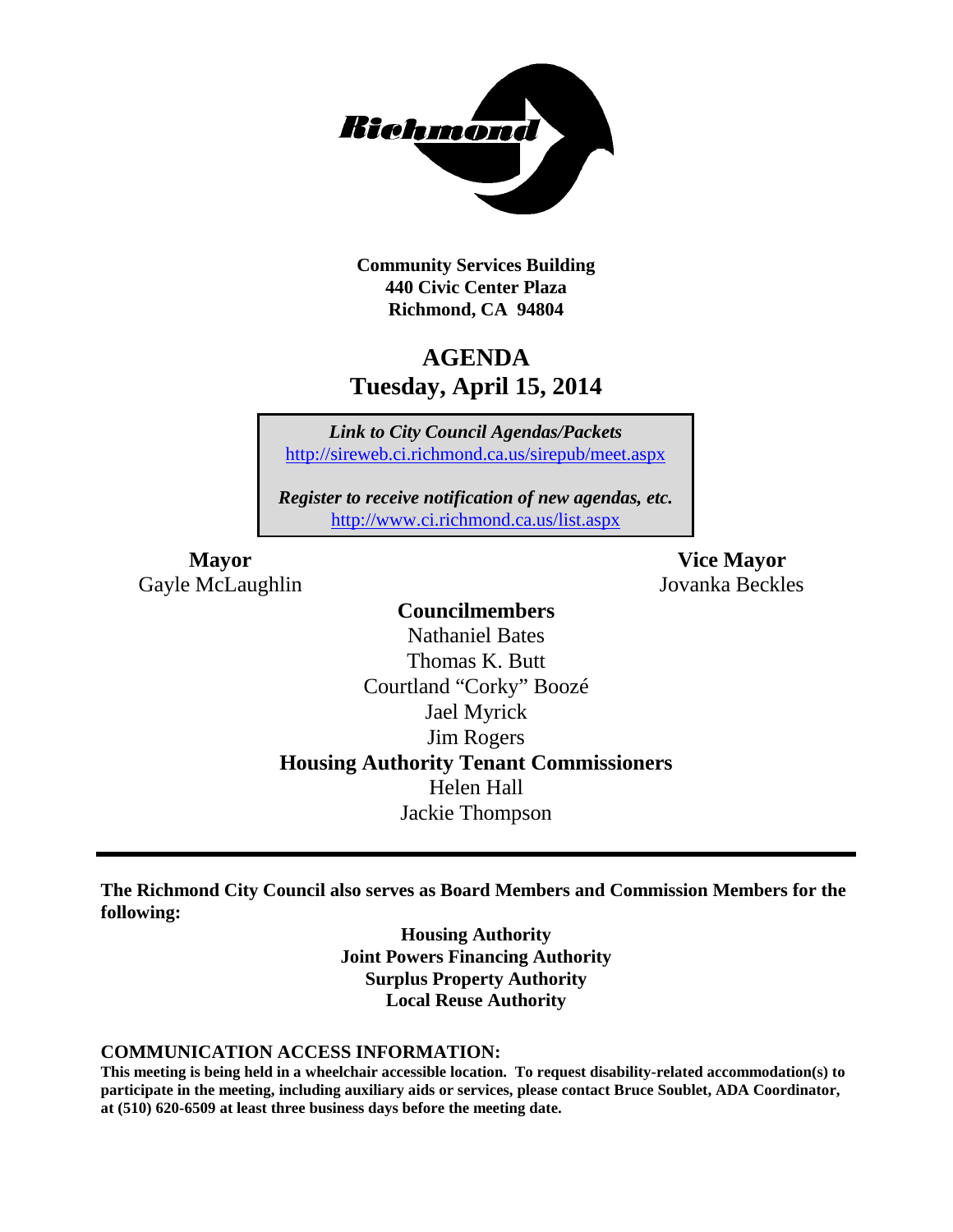**Community Services Building**
**440 Civic Center Plaza**
**Richmond, CA 94804**

# AGENDA
## Tuesday, April 15, 2014

*Link to City Council Agendas/Packets*
http://sireweb.ci.richmond.ca.us/sirepub/meet.aspx

*Register to receive notification of new agendas, etc.*
http://www.ci.richmond.ca.us/list.aspx

**Mayor**
Gayle McLaughlin

**Vice Mayor**
Jovanka Beckles

**Councilmembers**
Nathaniel Bates
Thomas K. Butt
Courtland "Corky" Boozé
Jael Myrick
Jim Rogers

**Housing Authority Tenant Commissioners**
Helen Hall
Jackie Thompson

---

**The Richmond City Council also serves as Board Members and Commission Members for the following:**

**Housing Authority**
**Joint Powers Financing Authority**
**Surplus Property Authority**
**Local Reuse Authority**

**COMMUNICATION ACCESS INFORMATION:**
**This meeting is being held in a wheelchair accessible location. To request disability-related accommodation(s) to participate in the meeting, including auxiliary aids or services, please contact Bruce Soublet, ADA Coordinator, at (510) 620-6509 at least three business days before the meeting date.**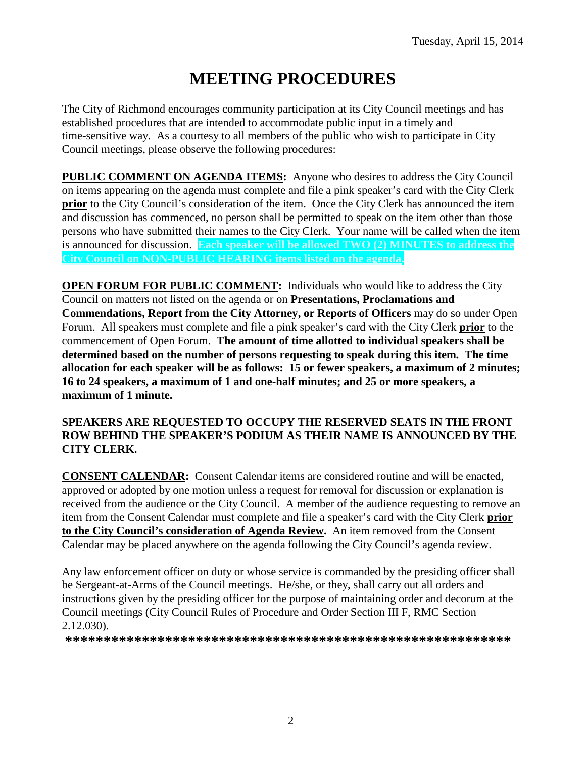Tuesday, April 15, 2014

# MEETING PROCEDURES

The City of Richmond encourages community participation at its City Council meetings and has established procedures that are intended to accommodate public input in a timely and time-sensitive way. As a courtesy to all members of the public who wish to participate in City Council meetings, please observe the following procedures:

**PUBLIC COMMENT ON AGENDA ITEMS:** Anyone who desires to address the City Council on items appearing on the agenda must complete and file a pink speaker's card with the City Clerk **prior** to the City Council's consideration of the item. Once the City Clerk has announced the item and discussion has commenced, no person shall be permitted to speak on the item other than those persons who have submitted their names to the City Clerk. Your name will be called when the item is announced for discussion. **Each speaker will be allowed TWO (2) MINUTES to address the City Council on NON-PUBLIC HEARING items listed on the agenda.**

**OPEN FORUM FOR PUBLIC COMMENT:** Individuals who would like to address the City Council on matters not listed on the agenda or on **Presentations, Proclamations and Commendations, Report from the City Attorney, or Reports of Officers** may do so under Open Forum. All speakers must complete and file a pink speaker's card with the City Clerk **prior** to the commencement of Open Forum. **The amount of time allotted to individual speakers shall be determined based on the number of persons requesting to speak during this item. The time allocation for each speaker will be as follows: 15 or fewer speakers, a maximum of 2 minutes; 16 to 24 speakers, a maximum of 1 and one-half minutes; and 25 or more speakers, a maximum of 1 minute.**

**SPEAKERS ARE REQUESTED TO OCCUPY THE RESERVED SEATS IN THE FRONT ROW BEHIND THE SPEAKER'S PODIUM AS THEIR NAME IS ANNOUNCED BY THE CITY CLERK.**

**CONSENT CALENDAR:** Consent Calendar items are considered routine and will be enacted, approved or adopted by one motion unless a request for removal for discussion or explanation is received from the audience or the City Council. A member of the audience requesting to remove an item from the Consent Calendar must complete and file a speaker's card with the City Clerk **prior to the City Council's consideration of Agenda Review.** An item removed from the Consent Calendar may be placed anywhere on the agenda following the City Council's agenda review.

Any law enforcement officer on duty or whose service is commanded by the presiding officer shall be Sergeant-at-Arms of the Council meetings. He/she, or they, shall carry out all orders and instructions given by the presiding officer for the purpose of maintaining order and decorum at the Council meetings (City Council Rules of Procedure and Order Section III F, RMC Section 2.12.030).

**\*\*\*\*\*\*\*\*\*\*\*\*\*\*\*\*\*\*\*\*\*\*\*\*\*\*\*\*\*\*\*\*\*\*\*\*\*\*\*\*\*\*\*\*\*\*\*\*\*\*\*\*\*\*\*\*\*\*\*\***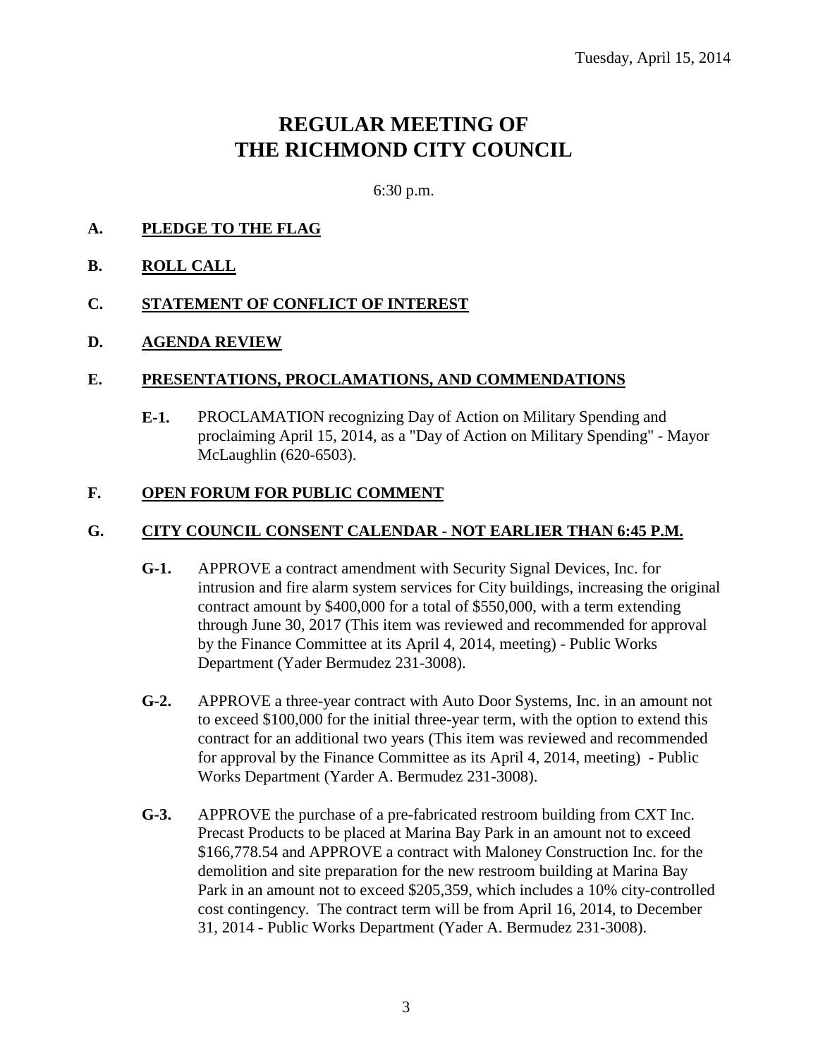Tuesday, April 15, 2014

# REGULAR MEETING OF THE RICHMOND CITY COUNCIL

6:30 p.m.

## A. PLEDGE TO THE FLAG

## B. ROLL CALL

## C. STATEMENT OF CONFLICT OF INTEREST

## D. AGENDA REVIEW

## E. PRESENTATIONS, PROCLAMATIONS, AND COMMENDATIONS

**E-1.** PROCLAMATION recognizing Day of Action on Military Spending and proclaiming April 15, 2014, as a "Day of Action on Military Spending" - Mayor McLaughlin (620-6503).

## F. OPEN FORUM FOR PUBLIC COMMENT

## G. CITY COUNCIL CONSENT CALENDAR - NOT EARLIER THAN 6:45 P.M.

**G-1.** APPROVE a contract amendment with Security Signal Devices, Inc. for intrusion and fire alarm system services for City buildings, increasing the original contract amount by $400,000 for a total of $550,000, with a term extending through June 30, 2017 (This item was reviewed and recommended for approval by the Finance Committee at its April 4, 2014, meeting) - Public Works Department (Yader Bermudez 231-3008).

**G-2.** APPROVE a three-year contract with Auto Door Systems, Inc. in an amount not to exceed $100,000 for the initial three-year term, with the option to extend this contract for an additional two years (This item was reviewed and recommended for approval by the Finance Committee as its April 4, 2014, meeting) - Public Works Department (Yarder A. Bermudez 231-3008).

**G-3.** APPROVE the purchase of a pre-fabricated restroom building from CXT Inc. Precast Products to be placed at Marina Bay Park in an amount not to exceed $166,778.54 and APPROVE a contract with Maloney Construction Inc. for the demolition and site preparation for the new restroom building at Marina Bay Park in an amount not to exceed $205,359, which includes a 10% city-controlled cost contingency. The contract term will be from April 16, 2014, to December 31, 2014 - Public Works Department (Yader A. Bermudez 231-3008).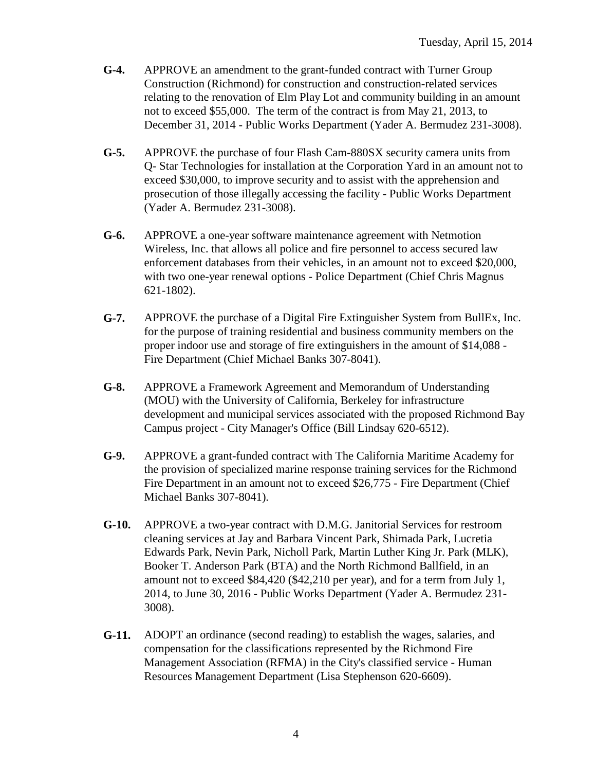**G-4.** APPROVE an amendment to the grant-funded contract with Turner Group Construction (Richmond) for construction and construction-related services relating to the renovation of Elm Play Lot and community building in an amount not to exceed $55,000. The term of the contract is from May 21, 2013, to December 31, 2014 - Public Works Department (Yader A. Bermudez 231-3008).

**G-5.** APPROVE the purchase of four Flash Cam-880SX security camera units from Q- Star Technologies for installation at the Corporation Yard in an amount not to exceed $30,000, to improve security and to assist with the apprehension and prosecution of those illegally accessing the facility - Public Works Department (Yader A. Bermudez 231-3008).

**G-6.** APPROVE a one-year software maintenance agreement with Netmotion Wireless, Inc. that allows all police and fire personnel to access secured law enforcement databases from their vehicles, in an amount not to exceed $20,000, with two one-year renewal options - Police Department (Chief Chris Magnus 621-1802).

**G-7.** APPROVE the purchase of a Digital Fire Extinguisher System from BullEx, Inc. for the purpose of training residential and business community members on the proper indoor use and storage of fire extinguishers in the amount of $14,088 - Fire Department (Chief Michael Banks 307-8041).

**G-8.** APPROVE a Framework Agreement and Memorandum of Understanding (MOU) with the University of California, Berkeley for infrastructure development and municipal services associated with the proposed Richmond Bay Campus project - City Manager's Office (Bill Lindsay 620-6512).

**G-9.** APPROVE a grant-funded contract with The California Maritime Academy for the provision of specialized marine response training services for the Richmond Fire Department in an amount not to exceed $26,775 - Fire Department (Chief Michael Banks 307-8041).

**G-10.** APPROVE a two-year contract with D.M.G. Janitorial Services for restroom cleaning services at Jay and Barbara Vincent Park, Shimada Park, Lucretia Edwards Park, Nevin Park, Nicholl Park, Martin Luther King Jr. Park (MLK), Booker T. Anderson Park (BTA) and the North Richmond Ballfield, in an amount not to exceed $84,420 ($42,210 per year), and for a term from July 1, 2014, to June 30, 2016 - Public Works Department (Yader A. Bermudez 231-3008).

**G-11.** ADOPT an ordinance (second reading) to establish the wages, salaries, and compensation for the classifications represented by the Richmond Fire Management Association (RFMA) in the City's classified service - Human Resources Management Department (Lisa Stephenson 620-6609).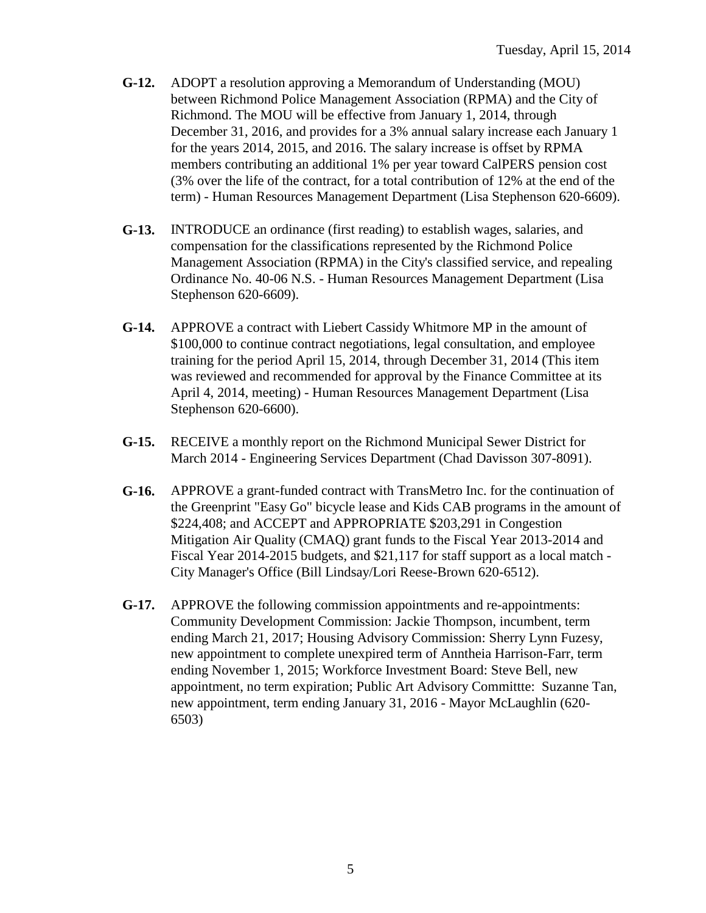**G-12.** ADOPT a resolution approving a Memorandum of Understanding (MOU) between Richmond Police Management Association (RPMA) and the City of Richmond. The MOU will be effective from January 1, 2014, through December 31, 2016, and provides for a 3% annual salary increase each January 1 for the years 2014, 2015, and 2016. The salary increase is offset by RPMA members contributing an additional 1% per year toward CalPERS pension cost (3% over the life of the contract, for a total contribution of 12% at the end of the term) - Human Resources Management Department (Lisa Stephenson 620-6609).

**G-13.** INTRODUCE an ordinance (first reading) to establish wages, salaries, and compensation for the classifications represented by the Richmond Police Management Association (RPMA) in the City's classified service, and repealing Ordinance No. 40-06 N.S. - Human Resources Management Department (Lisa Stephenson 620-6609).

**G-14.** APPROVE a contract with Liebert Cassidy Whitmore MP in the amount of $100,000 to continue contract negotiations, legal consultation, and employee training for the period April 15, 2014, through December 31, 2014 (This item was reviewed and recommended for approval by the Finance Committee at its April 4, 2014, meeting) - Human Resources Management Department (Lisa Stephenson 620-6600).

**G-15.** RECEIVE a monthly report on the Richmond Municipal Sewer District for March 2014 - Engineering Services Department (Chad Davisson 307-8091).

**G-16.** APPROVE a grant-funded contract with TransMetro Inc. for the continuation of the Greenprint "Easy Go" bicycle lease and Kids CAB programs in the amount of $224,408; and ACCEPT and APPROPRIATE $203,291 in Congestion Mitigation Air Quality (CMAQ) grant funds to the Fiscal Year 2013-2014 and Fiscal Year 2014-2015 budgets, and $21,117 for staff support as a local match - City Manager's Office (Bill Lindsay/Lori Reese-Brown 620-6512).

**G-17.** APPROVE the following commission appointments and re-appointments: Community Development Commission: Jackie Thompson, incumbent, term ending March 21, 2017; Housing Advisory Commission: Sherry Lynn Fuzesy, new appointment to complete unexpired term of Anntheia Harrison-Farr, term ending November 1, 2015; Workforce Investment Board: Steve Bell, new appointment, no term expiration; Public Art Advisory Committte: Suzanne Tan, new appointment, term ending January 31, 2016 - Mayor McLaughlin (620-6503)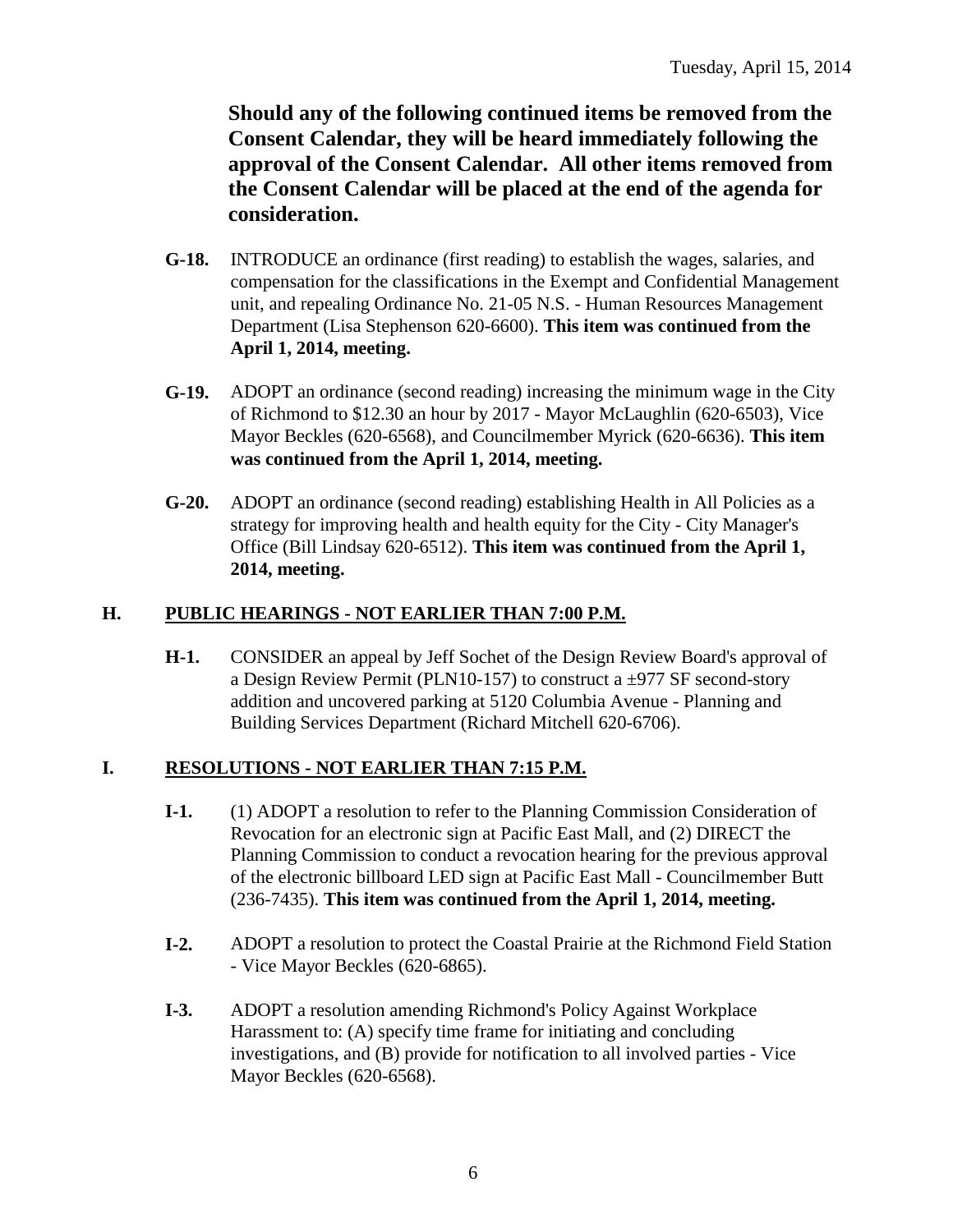Tuesday, April 15, 2014

**Should any of the following continued items be removed from the Consent Calendar, they will be heard immediately following the approval of the Consent Calendar. All other items removed from the Consent Calendar will be placed at the end of the agenda for consideration.**

**G-18.** INTRODUCE an ordinance (first reading) to establish the wages, salaries, and compensation for the classifications in the Exempt and Confidential Management unit, and repealing Ordinance No. 21-05 N.S. - Human Resources Management Department (Lisa Stephenson 620-6600). **This item was continued from the April 1, 2014, meeting.**

**G-19.** ADOPT an ordinance (second reading) increasing the minimum wage in the City of Richmond to $12.30 an hour by 2017 - Mayor McLaughlin (620-6503), Vice Mayor Beckles (620-6568), and Councilmember Myrick (620-6636). **This item was continued from the April 1, 2014, meeting.**

**G-20.** ADOPT an ordinance (second reading) establishing Health in All Policies as a strategy for improving health and health equity for the City - City Manager's Office (Bill Lindsay 620-6512). **This item was continued from the April 1, 2014, meeting.**

## H. PUBLIC HEARINGS - NOT EARLIER THAN 7:00 P.M.

**H-1.** CONSIDER an appeal by Jeff Sochet of the Design Review Board's approval of a Design Review Permit (PLN10-157) to construct a ±977 SF second-story addition and uncovered parking at 5120 Columbia Avenue - Planning and Building Services Department (Richard Mitchell 620-6706).

## I. RESOLUTIONS - NOT EARLIER THAN 7:15 P.M.

**I-1.** (1) ADOPT a resolution to refer to the Planning Commission Consideration of Revocation for an electronic sign at Pacific East Mall, and (2) DIRECT the Planning Commission to conduct a revocation hearing for the previous approval of the electronic billboard LED sign at Pacific East Mall - Councilmember Butt (236-7435). **This item was continued from the April 1, 2014, meeting.**

**I-2.** ADOPT a resolution to protect the Coastal Prairie at the Richmond Field Station - Vice Mayor Beckles (620-6865).

**I-3.** ADOPT a resolution amending Richmond's Policy Against Workplace Harassment to: (A) specify time frame for initiating and concluding investigations, and (B) provide for notification to all involved parties - Vice Mayor Beckles (620-6568).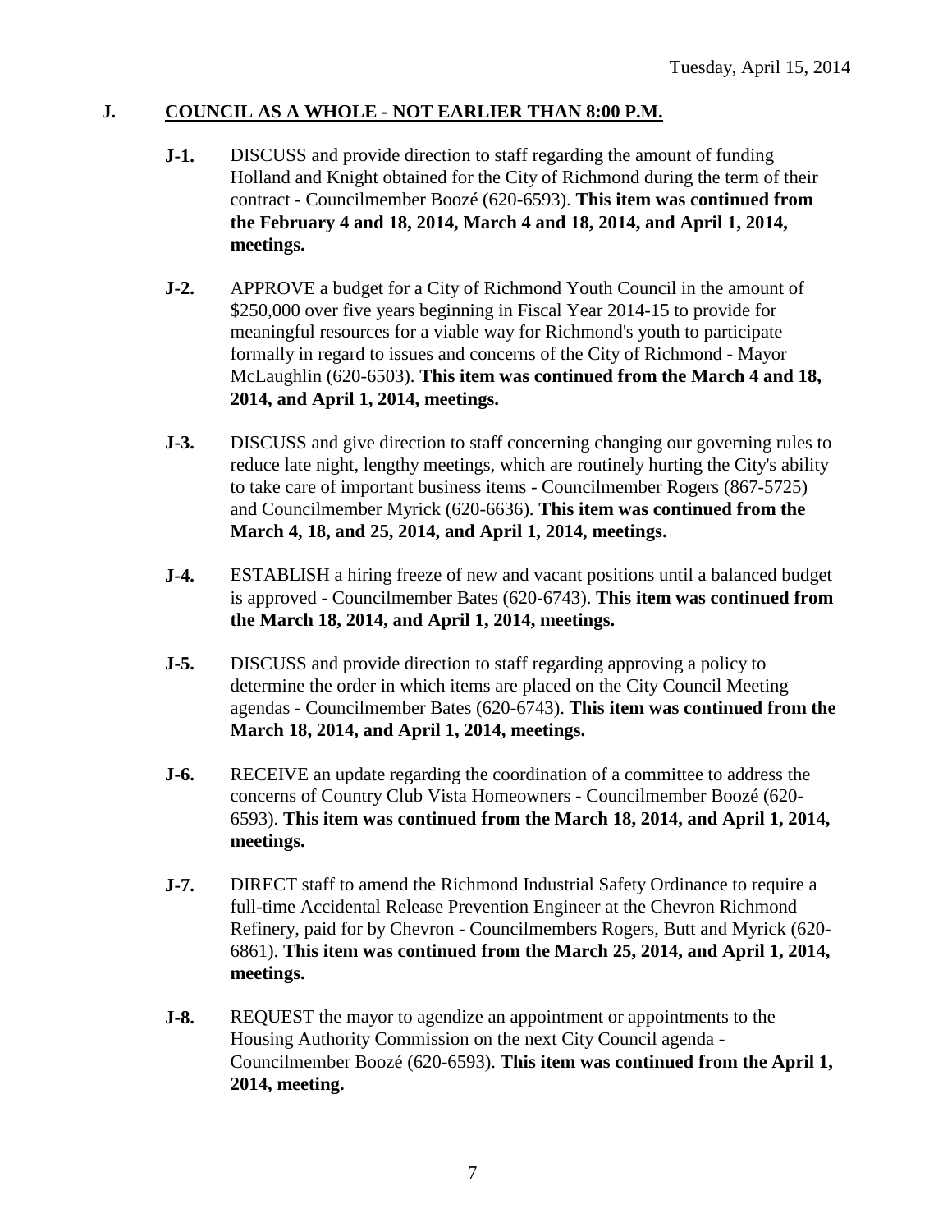## J. COUNCIL AS A WHOLE - NOT EARLIER THAN 8:00 P.M.

**J-1.** DISCUSS and provide direction to staff regarding the amount of funding Holland and Knight obtained for the City of Richmond during the term of their contract - Councilmember Boozé (620-6593). **This item was continued from the February 4 and 18, 2014, March 4 and 18, 2014, and April 1, 2014, meetings.**

**J-2.** APPROVE a budget for a City of Richmond Youth Council in the amount of $250,000 over five years beginning in Fiscal Year 2014-15 to provide for meaningful resources for a viable way for Richmond's youth to participate formally in regard to issues and concerns of the City of Richmond - Mayor McLaughlin (620-6503). **This item was continued from the March 4 and 18, 2014, and April 1, 2014, meetings.**

**J-3.** DISCUSS and give direction to staff concerning changing our governing rules to reduce late night, lengthy meetings, which are routinely hurting the City's ability to take care of important business items - Councilmember Rogers (867-5725) and Councilmember Myrick (620-6636). **This item was continued from the March 4, 18, and 25, 2014, and April 1, 2014, meetings.**

**J-4.** ESTABLISH a hiring freeze of new and vacant positions until a balanced budget is approved - Councilmember Bates (620-6743). **This item was continued from the March 18, 2014, and April 1, 2014, meetings.**

**J-5.** DISCUSS and provide direction to staff regarding approving a policy to determine the order in which items are placed on the City Council Meeting agendas - Councilmember Bates (620-6743). **This item was continued from the March 18, 2014, and April 1, 2014, meetings.**

**J-6.** RECEIVE an update regarding the coordination of a committee to address the concerns of Country Club Vista Homeowners - Councilmember Boozé (620-6593). **This item was continued from the March 18, 2014, and April 1, 2014, meetings.**

**J-7.** DIRECT staff to amend the Richmond Industrial Safety Ordinance to require a full-time Accidental Release Prevention Engineer at the Chevron Richmond Refinery, paid for by Chevron - Councilmembers Rogers, Butt and Myrick (620-6861). **This item was continued from the March 25, 2014, and April 1, 2014, meetings.**

**J-8.** REQUEST the mayor to agendize an appointment or appointments to the Housing Authority Commission on the next City Council agenda - Councilmember Boozé (620-6593). **This item was continued from the April 1, 2014, meeting.**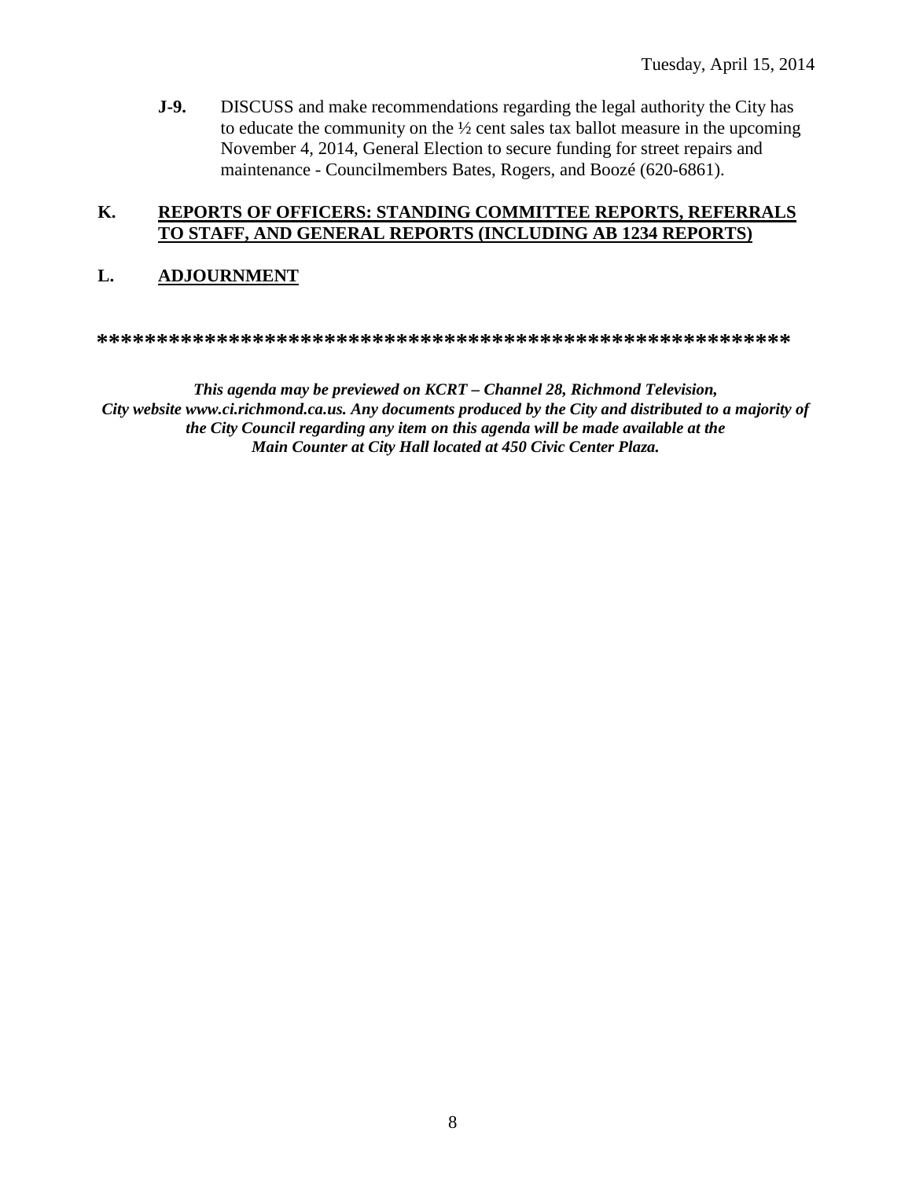**J-9.** DISCUSS and make recommendations regarding the legal authority the City has to educate the community on the ½ cent sales tax ballot measure in the upcoming November 4, 2014, General Election to secure funding for street repairs and maintenance - Councilmembers Bates, Rogers, and Boozé (620-6861).

## K. REPORTS OF OFFICERS: STANDING COMMITTEE REPORTS, REFERRALS TO STAFF, AND GENERAL REPORTS (INCLUDING AB 1234 REPORTS)

## L. ADJOURNMENT

**********************************************************

***This agenda may be previewed on KCRT – Channel 28, Richmond Television, City website www.ci.richmond.ca.us. Any documents produced by the City and distributed to a majority of the City Council regarding any item on this agenda will be made available at the Main Counter at City Hall located at 450 Civic Center Plaza.***